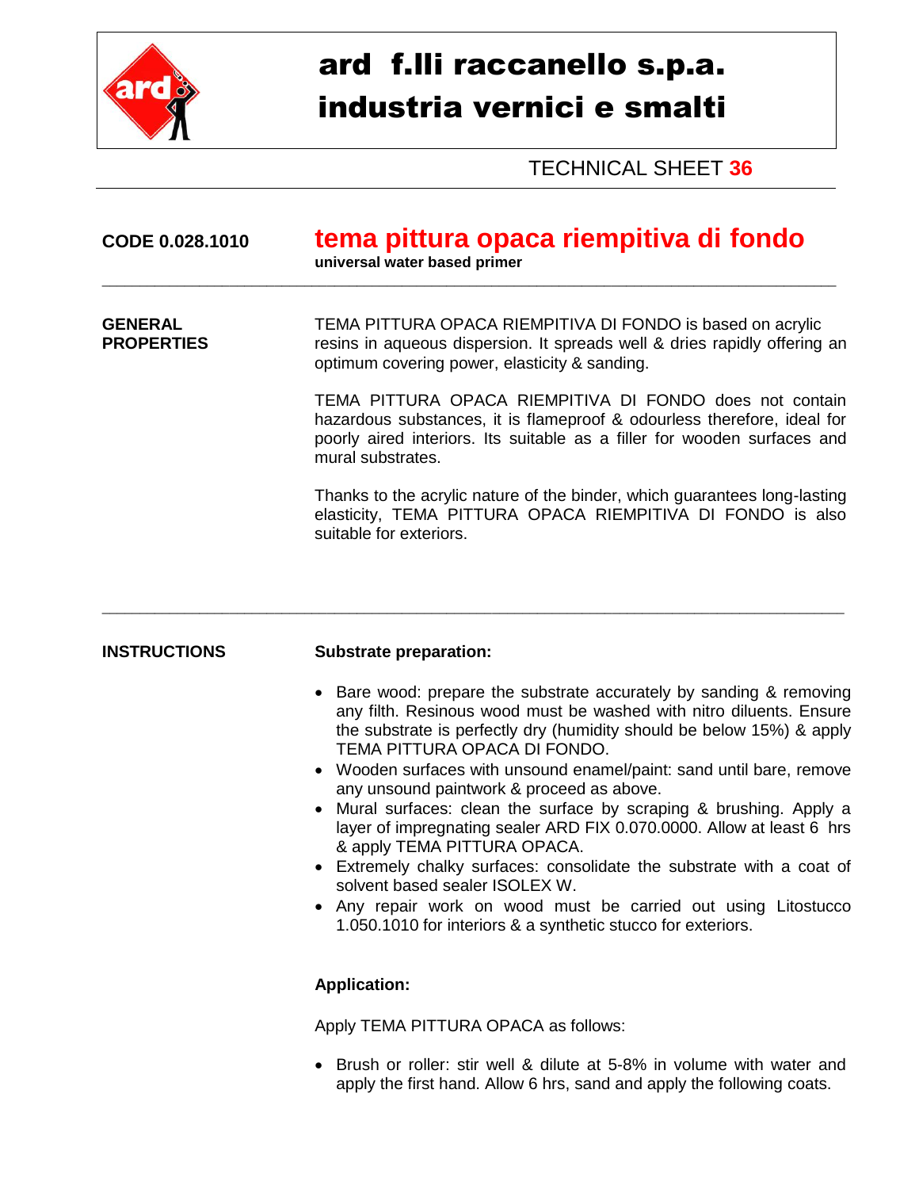# ard f.lli raccanello s.p.a.
# industria vernici e smalti

TECHNICAL SHEET **36**

---

**CODE 0.028.1010**

## tema pittura opaca riempitiva di fondo

**universal water based primer**

---

**GENERAL PROPERTIES**

TEMA PITTURA OPACA RIEMPITIVA DI FONDO is based on acrylic resins in aqueous dispersion. It spreads well & dries rapidly offering an optimum covering power, elasticity & sanding.

TEMA PITTURA OPACA RIEMPITIVA DI FONDO does not contain hazardous substances, it is flameproof & odourless therefore, ideal for poorly aired interiors. Its suitable as a filler for wooden surfaces and mural substrates.

Thanks to the acrylic nature of the binder, which guarantees long-lasting elasticity, TEMA PITTURA OPACA RIEMPITIVA DI FONDO is also suitable for exteriors.

---

**INSTRUCTIONS**

**Substrate preparation:**

- Bare wood: prepare the substrate accurately by sanding & removing any filth. Resinous wood must be washed with nitro diluents. Ensure the substrate is perfectly dry (humidity should be below 15%) & apply TEMA PITTURA OPACA DI FONDO.
- Wooden surfaces with unsound enamel/paint: sand until bare, remove any unsound paintwork & proceed as above.
- Mural surfaces: clean the surface by scraping & brushing. Apply a layer of impregnating sealer ARD FIX 0.070.0000. Allow at least 6 hrs & apply TEMA PITTURA OPACA.
- Extremely chalky surfaces: consolidate the substrate with a coat of solvent based sealer ISOLEX W.
- Any repair work on wood must be carried out using Litostucco 1.050.1010 for interiors & a synthetic stucco for exteriors.

**Application:**

Apply TEMA PITTURA OPACA as follows:

- Brush or roller: stir well & dilute at 5-8% in volume with water and apply the first hand. Allow 6 hrs, sand and apply the following coats.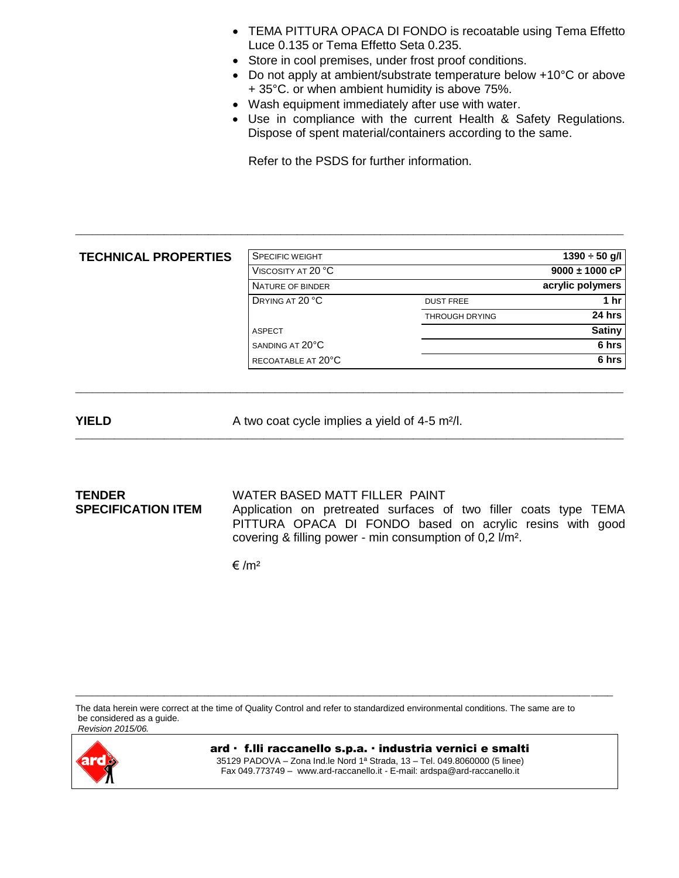- TEMA PITTURA OPACA DI FONDO is recoatable using Tema Effetto Luce 0.135 or Tema Effetto Seta 0.235.
- Store in cool premises, under frost proof conditions.
- Do not apply at ambient/substrate temperature below +10°C or above + 35°C. or when ambient humidity is above 75%.
- Wash equipment immediately after use with water.
- Use in compliance with the current Health & Safety Regulations. Dispose of spent material/containers according to the same.

  Refer to the PSDS for further information.

## TECHNICAL PROPERTIES

| | | |
|---|---|---|
| SPECIFIC WEIGHT | | **1390 ÷ 50 g/l** |
| VISCOSITY AT 20 °C | | **9000 ± 1000 cP** |
| NATURE OF BINDER | | **acrylic polymers** |
| DRYING AT 20 °C | DUST FREE | **1 hr** |
| | THROUGH DRYING | **24 hrs** |
| ASPECT | | **Satiny** |
| SANDING AT 20°C | | **6 hrs** |
| RECOATABLE AT 20°C | | **6 hrs** |

## YIELD

A two coat cycle implies a yield of 4-5 m²/l.

## TENDER SPECIFICATION ITEM

WATER BASED MATT FILLER PAINT
Application on pretreated surfaces of two filler coats type TEMA PITTURA OPACA DI FONDO based on acrylic resins with good covering & filling power - min consumption of 0,2 l/m².

€ /m²

The data herein were correct at the time of Quality Control and refer to standardized environmental conditions. The same are to be considered as a guide.
*Revision 2015/06.*

**ard · f.lli raccanello s.p.a. · industria vernici e smalti**
35129 PADOVA – Zona Ind.le Nord 1ª Strada, 13 – Tel. 049.8060000 (5 linee)
Fax 049.773749 – www.ard-raccanello.it - E-mail: ardspa@ard-raccanello.it